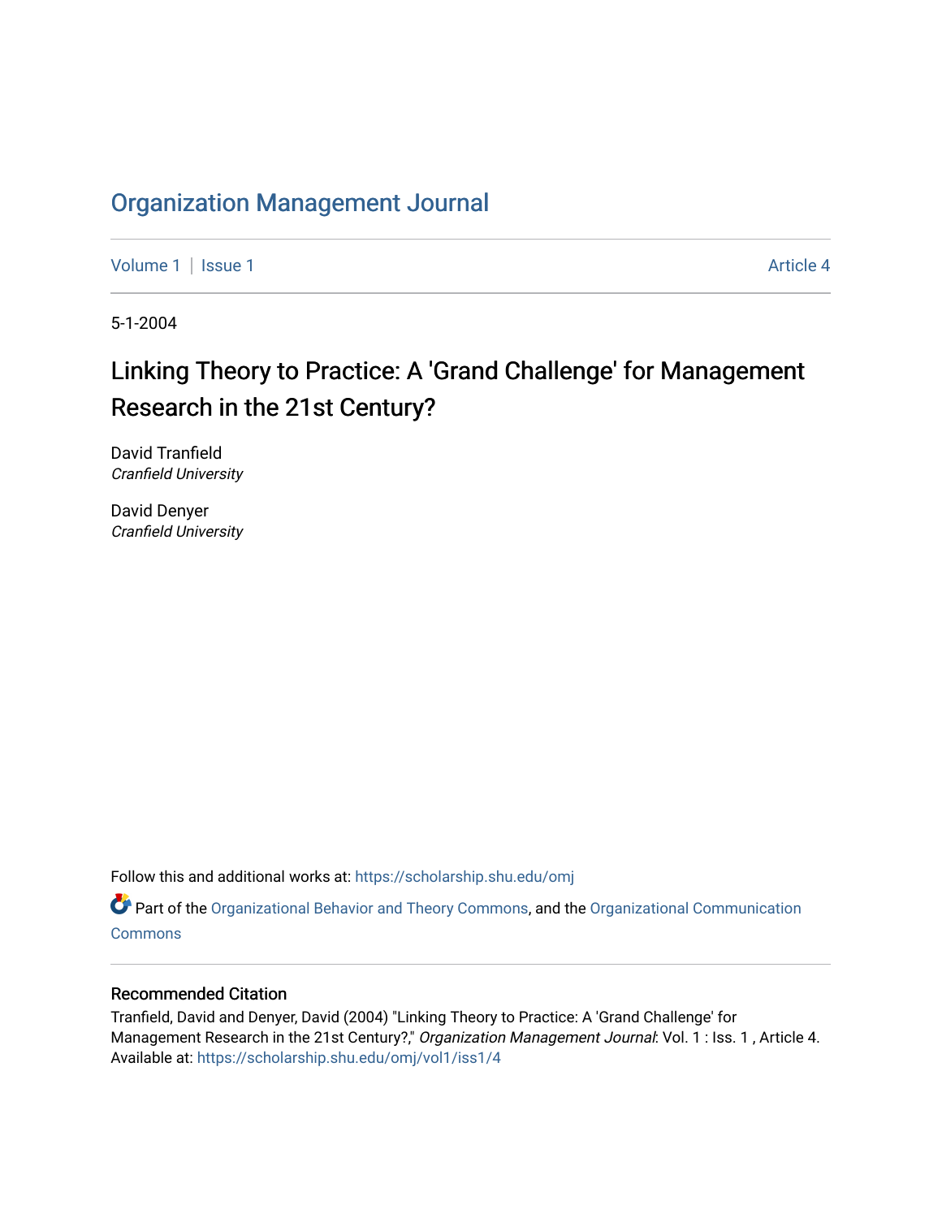# Organization Management Journal

Volume 1 | Issue 1 Article 4

5-1-2004

## Linking Theory to Practice: A 'Grand Challenge' for Management Research in the 21st Century?

David Tranfield
*Cranfield University*

David Denyer
*Cranfield University*

Follow this and additional works at: https://scholarship.shu.edu/omj

Part of the Organizational Behavior and Theory Commons, and the Organizational Communication Commons

### Recommended Citation

Tranfield, David and Denyer, David (2004) "Linking Theory to Practice: A 'Grand Challenge' for Management Research in the 21st Century?," *Organization Management Journal*: Vol. 1 : Iss. 1 , Article 4. Available at: https://scholarship.shu.edu/omj/vol1/iss1/4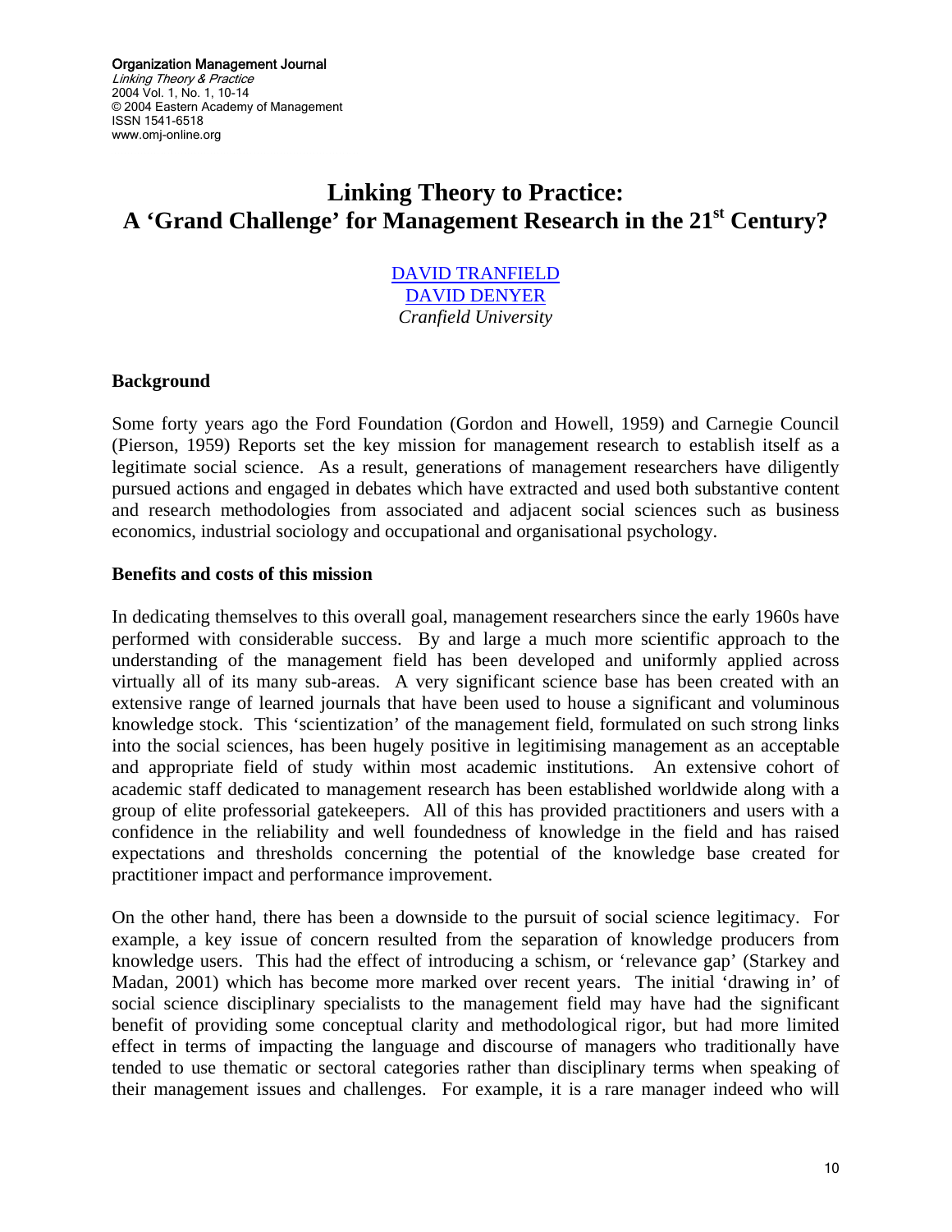# Linking Theory to Practice: A 'Grand Challenge' for Management Research in the 21st Century?

DAVID TRANFIELD
DAVID DENYER
*Cranfield University*

## Background

Some forty years ago the Ford Foundation (Gordon and Howell, 1959) and Carnegie Council (Pierson, 1959) Reports set the key mission for management research to establish itself as a legitimate social science. As a result, generations of management researchers have diligently pursued actions and engaged in debates which have extracted and used both substantive content and research methodologies from associated and adjacent social sciences such as business economics, industrial sociology and occupational and organisational psychology.

## Benefits and costs of this mission

In dedicating themselves to this overall goal, management researchers since the early 1960s have performed with considerable success. By and large a much more scientific approach to the understanding of the management field has been developed and uniformly applied across virtually all of its many sub-areas. A very significant science base has been created with an extensive range of learned journals that have been used to house a significant and voluminous knowledge stock. This 'scientization' of the management field, formulated on such strong links into the social sciences, has been hugely positive in legitimising management as an acceptable and appropriate field of study within most academic institutions. An extensive cohort of academic staff dedicated to management research has been established worldwide along with a group of elite professorial gatekeepers. All of this has provided practitioners and users with a confidence in the reliability and well foundedness of knowledge in the field and has raised expectations and thresholds concerning the potential of the knowledge base created for practitioner impact and performance improvement.

On the other hand, there has been a downside to the pursuit of social science legitimacy. For example, a key issue of concern resulted from the separation of knowledge producers from knowledge users. This had the effect of introducing a schism, or 'relevance gap' (Starkey and Madan, 2001) which has become more marked over recent years. The initial 'drawing in' of social science disciplinary specialists to the management field may have had the significant benefit of providing some conceptual clarity and methodological rigor, but had more limited effect in terms of impacting the language and discourse of managers who traditionally have tended to use thematic or sectoral categories rather than disciplinary terms when speaking of their management issues and challenges. For example, it is a rare manager indeed who will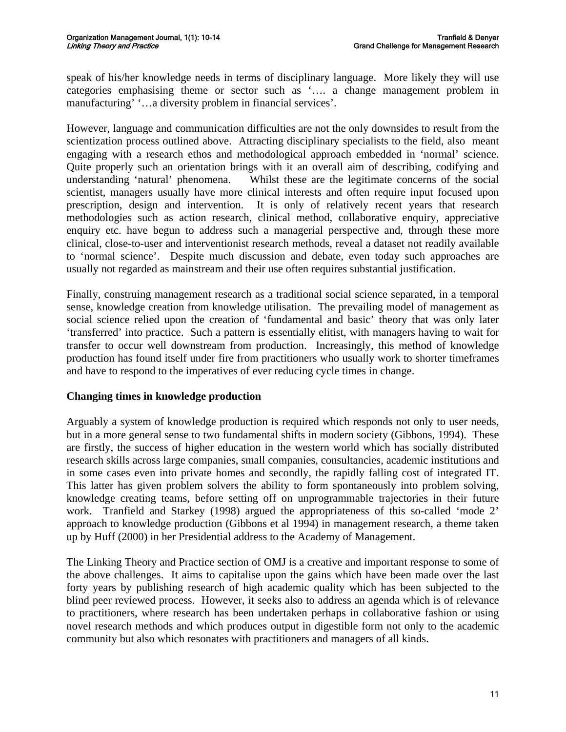speak of his/her knowledge needs in terms of disciplinary language. More likely they will use categories emphasising theme or sector such as '…. a change management problem in manufacturing' '…a diversity problem in financial services'.

However, language and communication difficulties are not the only downsides to result from the scientization process outlined above. Attracting disciplinary specialists to the field, also meant engaging with a research ethos and methodological approach embedded in 'normal' science. Quite properly such an orientation brings with it an overall aim of describing, codifying and understanding 'natural' phenomena. Whilst these are the legitimate concerns of the social scientist, managers usually have more clinical interests and often require input focused upon prescription, design and intervention. It is only of relatively recent years that research methodologies such as action research, clinical method, collaborative enquiry, appreciative enquiry etc. have begun to address such a managerial perspective and, through these more clinical, close-to-user and interventionist research methods, reveal a dataset not readily available to 'normal science'. Despite much discussion and debate, even today such approaches are usually not regarded as mainstream and their use often requires substantial justification.

Finally, construing management research as a traditional social science separated, in a temporal sense, knowledge creation from knowledge utilisation. The prevailing model of management as social science relied upon the creation of 'fundamental and basic' theory that was only later 'transferred' into practice. Such a pattern is essentially elitist, with managers having to wait for transfer to occur well downstream from production. Increasingly, this method of knowledge production has found itself under fire from practitioners who usually work to shorter timeframes and have to respond to the imperatives of ever reducing cycle times in change.

## Changing times in knowledge production

Arguably a system of knowledge production is required which responds not only to user needs, but in a more general sense to two fundamental shifts in modern society (Gibbons, 1994). These are firstly, the success of higher education in the western world which has socially distributed research skills across large companies, small companies, consultancies, academic institutions and in some cases even into private homes and secondly, the rapidly falling cost of integrated IT. This latter has given problem solvers the ability to form spontaneously into problem solving, knowledge creating teams, before setting off on unprogrammable trajectories in their future work. Tranfield and Starkey (1998) argued the appropriateness of this so-called 'mode 2' approach to knowledge production (Gibbons et al 1994) in management research, a theme taken up by Huff (2000) in her Presidential address to the Academy of Management.

The Linking Theory and Practice section of OMJ is a creative and important response to some of the above challenges. It aims to capitalise upon the gains which have been made over the last forty years by publishing research of high academic quality which has been subjected to the blind peer reviewed process. However, it seeks also to address an agenda which is of relevance to practitioners, where research has been undertaken perhaps in collaborative fashion or using novel research methods and which produces output in digestible form not only to the academic community but also which resonates with practitioners and managers of all kinds.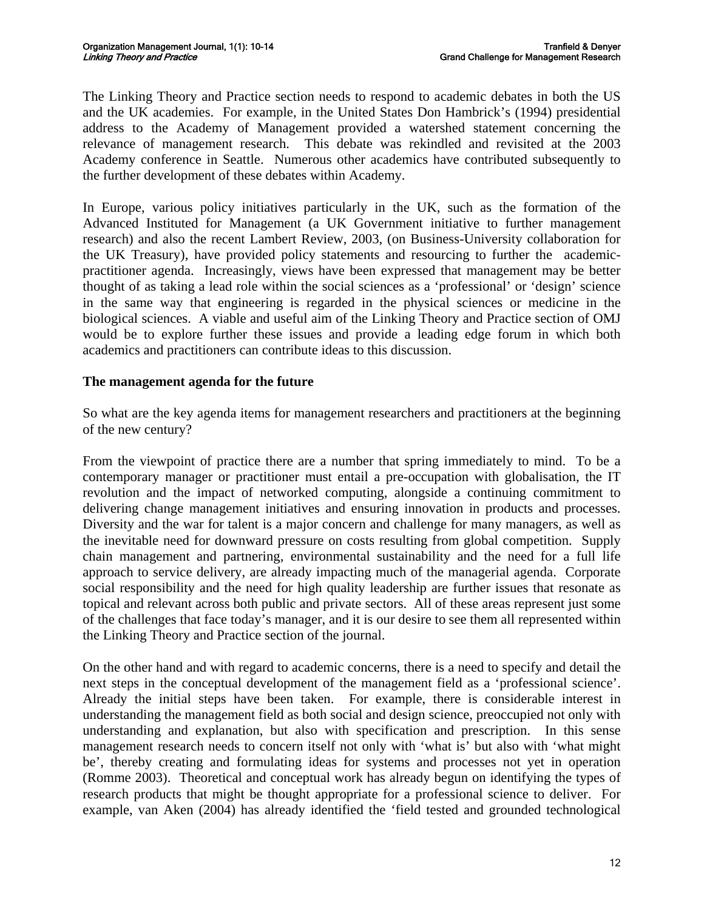The Linking Theory and Practice section needs to respond to academic debates in both the US and the UK academies. For example, in the United States Don Hambrick's (1994) presidential address to the Academy of Management provided a watershed statement concerning the relevance of management research. This debate was rekindled and revisited at the 2003 Academy conference in Seattle. Numerous other academics have contributed subsequently to the further development of these debates within Academy.

In Europe, various policy initiatives particularly in the UK, such as the formation of the Advanced Instituted for Management (a UK Government initiative to further management research) and also the recent Lambert Review, 2003, (on Business-University collaboration for the UK Treasury), have provided policy statements and resourcing to further the academic-practitioner agenda. Increasingly, views have been expressed that management may be better thought of as taking a lead role within the social sciences as a 'professional' or 'design' science in the same way that engineering is regarded in the physical sciences or medicine in the biological sciences. A viable and useful aim of the Linking Theory and Practice section of OMJ would be to explore further these issues and provide a leading edge forum in which both academics and practitioners can contribute ideas to this discussion.

## The management agenda for the future

So what are the key agenda items for management researchers and practitioners at the beginning of the new century?

From the viewpoint of practice there are a number that spring immediately to mind. To be a contemporary manager or practitioner must entail a pre-occupation with globalisation, the IT revolution and the impact of networked computing, alongside a continuing commitment to delivering change management initiatives and ensuring innovation in products and processes. Diversity and the war for talent is a major concern and challenge for many managers, as well as the inevitable need for downward pressure on costs resulting from global competition. Supply chain management and partnering, environmental sustainability and the need for a full life approach to service delivery, are already impacting much of the managerial agenda. Corporate social responsibility and the need for high quality leadership are further issues that resonate as topical and relevant across both public and private sectors. All of these areas represent just some of the challenges that face today's manager, and it is our desire to see them all represented within the Linking Theory and Practice section of the journal.

On the other hand and with regard to academic concerns, there is a need to specify and detail the next steps in the conceptual development of the management field as a 'professional science'. Already the initial steps have been taken. For example, there is considerable interest in understanding the management field as both social and design science, preoccupied not only with understanding and explanation, but also with specification and prescription. In this sense management research needs to concern itself not only with 'what is' but also with 'what might be', thereby creating and formulating ideas for systems and processes not yet in operation (Romme 2003). Theoretical and conceptual work has already begun on identifying the types of research products that might be thought appropriate for a professional science to deliver. For example, van Aken (2004) has already identified the 'field tested and grounded technological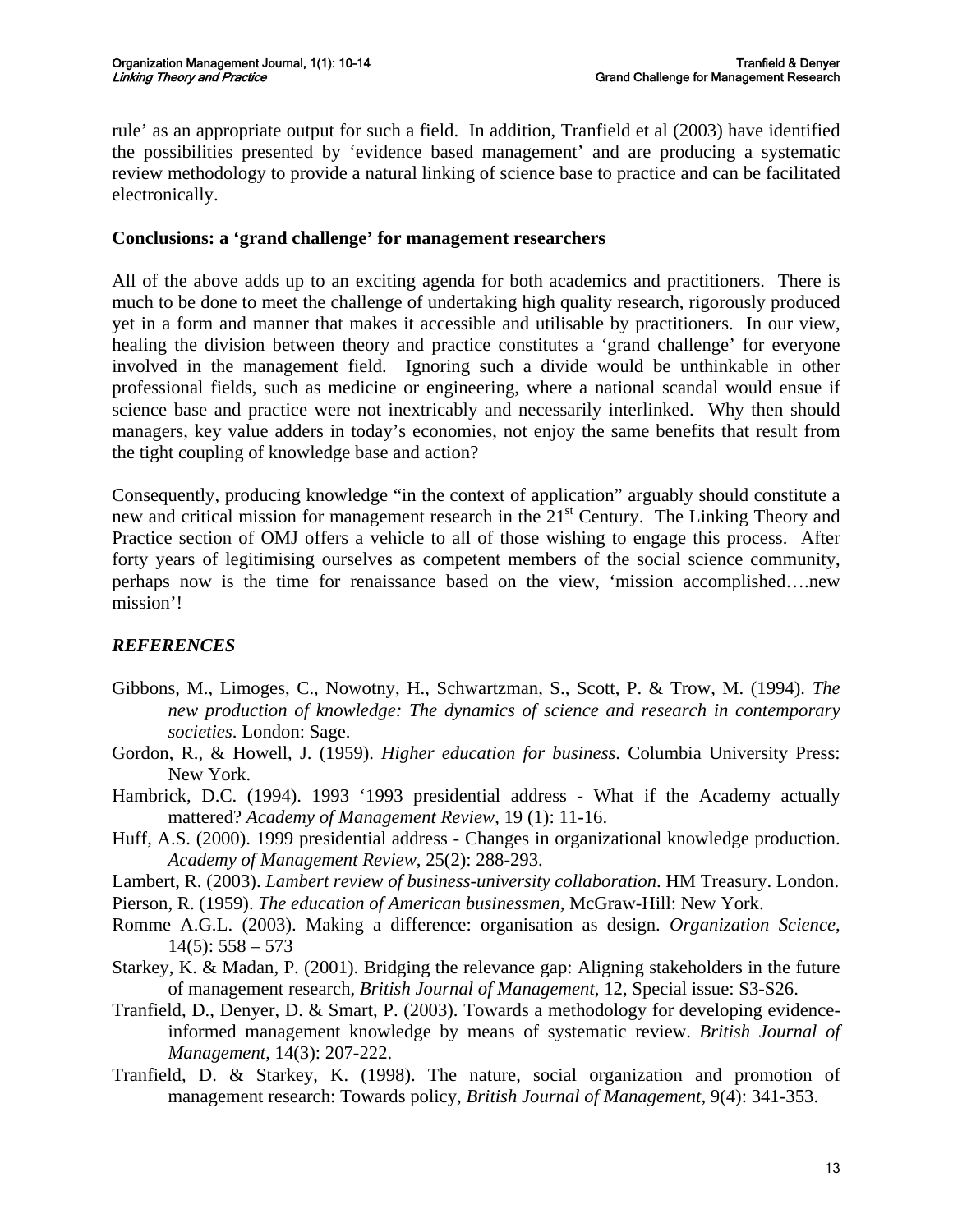rule' as an appropriate output for such a field. In addition, Tranfield et al (2003) have identified the possibilities presented by 'evidence based management' and are producing a systematic review methodology to provide a natural linking of science base to practice and can be facilitated electronically.

## Conclusions: a 'grand challenge' for management researchers

All of the above adds up to an exciting agenda for both academics and practitioners. There is much to be done to meet the challenge of undertaking high quality research, rigorously produced yet in a form and manner that makes it accessible and utilisable by practitioners. In our view, healing the division between theory and practice constitutes a 'grand challenge' for everyone involved in the management field. Ignoring such a divide would be unthinkable in other professional fields, such as medicine or engineering, where a national scandal would ensue if science base and practice were not inextricably and necessarily interlinked. Why then should managers, key value adders in today's economies, not enjoy the same benefits that result from the tight coupling of knowledge base and action?

Consequently, producing knowledge "in the context of application" arguably should constitute a new and critical mission for management research in the 21st Century. The Linking Theory and Practice section of OMJ offers a vehicle to all of those wishing to engage this process. After forty years of legitimising ourselves as competent members of the social science community, perhaps now is the time for renaissance based on the view, 'mission accomplished….new mission'!

## *REFERENCES*

Gibbons, M., Limoges, C., Nowotny, H., Schwartzman, S., Scott, P. & Trow, M. (1994). *The new production of knowledge: The dynamics of science and research in contemporary societies*. London: Sage.

Gordon, R., & Howell, J. (1959). *Higher education for business*. Columbia University Press: New York.

Hambrick, D.C. (1994). 1993 '1993 presidential address - What if the Academy actually mattered? *Academy of Management Review*, 19 (1): 11-16.

Huff, A.S. (2000). 1999 presidential address - Changes in organizational knowledge production. *Academy of Management Review*, 25(2): 288-293.

Lambert, R. (2003). *Lambert review of business-university collaboration*. HM Treasury. London.

Pierson, R. (1959). *The education of American businessmen*, McGraw-Hill: New York.

Romme A.G.L. (2003). Making a difference: organisation as design. *Organization Science*, 14(5): 558 – 573

Starkey, K. & Madan, P. (2001). Bridging the relevance gap: Aligning stakeholders in the future of management research, *British Journal of Management*, 12, Special issue: S3-S26.

Tranfield, D., Denyer, D. & Smart, P. (2003). Towards a methodology for developing evidence-informed management knowledge by means of systematic review. *British Journal of Management*, 14(3): 207-222.

Tranfield, D. & Starkey, K. (1998). The nature, social organization and promotion of management research: Towards policy, *British Journal of Management*, 9(4): 341-353.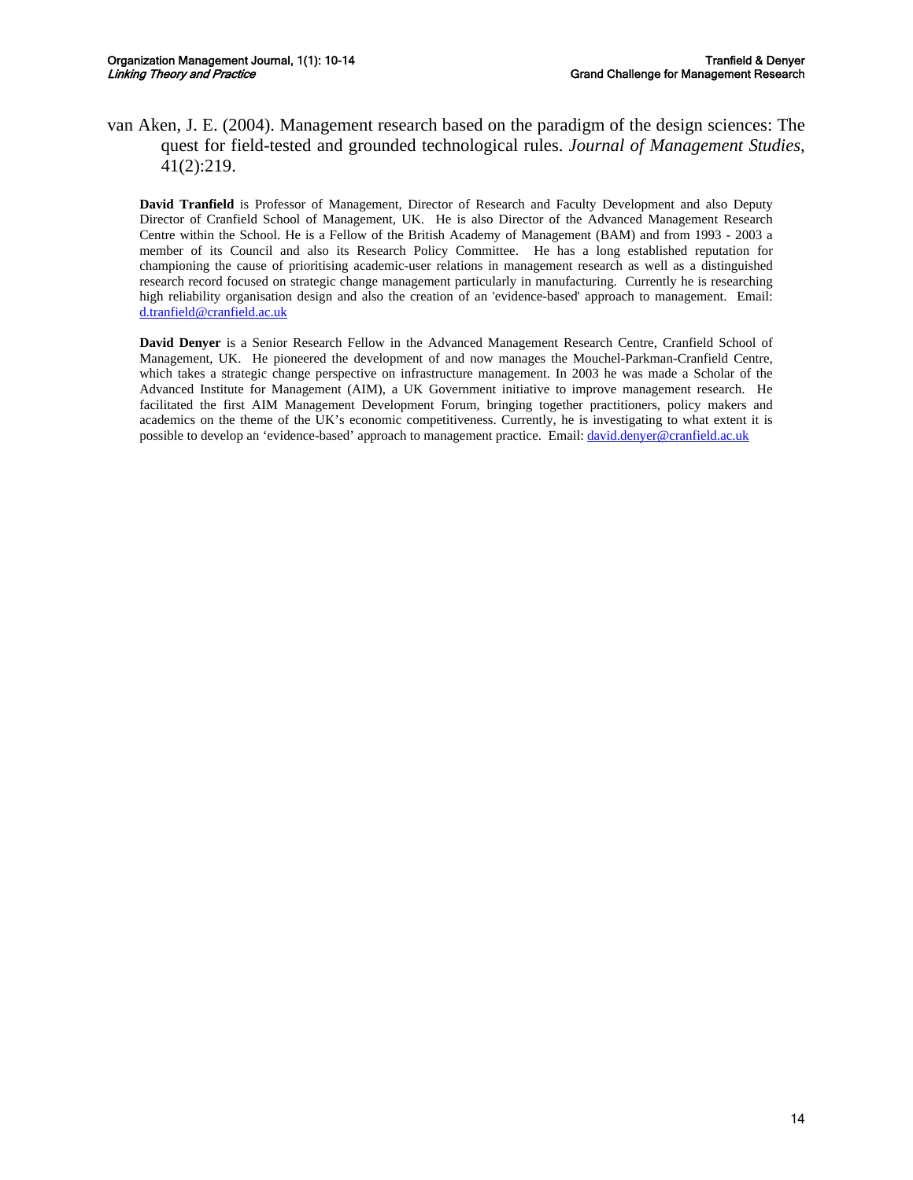van Aken, J. E. (2004). Management research based on the paradigm of the design sciences: The quest for field-tested and grounded technological rules. *Journal of Management Studies*, 41(2):219.

**David Tranfield** is Professor of Management, Director of Research and Faculty Development and also Deputy Director of Cranfield School of Management, UK. He is also Director of the Advanced Management Research Centre within the School. He is a Fellow of the British Academy of Management (BAM) and from 1993 - 2003 a member of its Council and also its Research Policy Committee. He has a long established reputation for championing the cause of prioritising academic-user relations in management research as well as a distinguished research record focused on strategic change management particularly in manufacturing. Currently he is researching high reliability organisation design and also the creation of an 'evidence-based' approach to management. Email: d.tranfield@cranfield.ac.uk

**David Denyer** is a Senior Research Fellow in the Advanced Management Research Centre, Cranfield School of Management, UK. He pioneered the development of and now manages the Mouchel-Parkman-Cranfield Centre, which takes a strategic change perspective on infrastructure management. In 2003 he was made a Scholar of the Advanced Institute for Management (AIM), a UK Government initiative to improve management research. He facilitated the first AIM Management Development Forum, bringing together practitioners, policy makers and academics on the theme of the UK's economic competitiveness. Currently, he is investigating to what extent it is possible to develop an 'evidence-based' approach to management practice. Email: david.denyer@cranfield.ac.uk